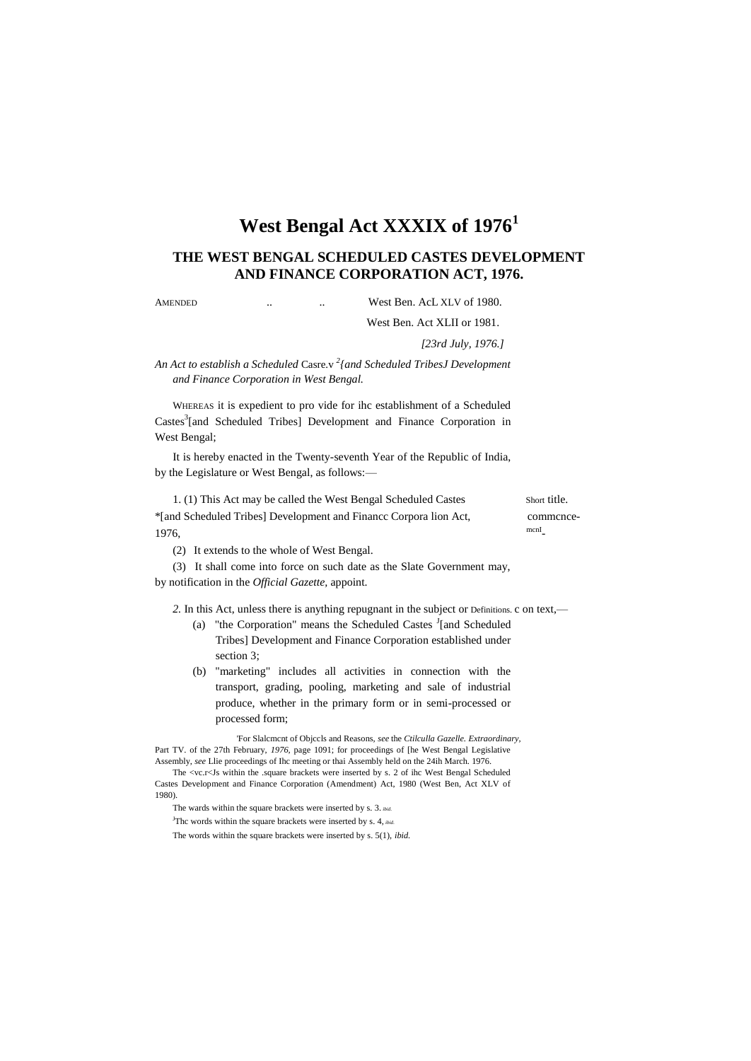# West Bengal Act XXXIX of 1976[1]

## THE WEST BENGAL SCHEDULED CASTES DEVELOPMENT AND FINANCE CORPORATION ACT, 1976.

AMENDED .. .. West Ben. AcL XLV of 1980.

West Ben. Act XLII or 1981.

*[23rd July, 1976.]*

*An Act to establish a Scheduled* Casre.v [2]*{and Scheduled TribesJ Development and Finance Corporation in West Bengal.*

WHEREAS it is expedient to pro vide for ihc establishment of a Scheduled Castes[3][and Scheduled Tribes] Development and Finance Corporation in West Bengal;

It is hereby enacted in the Twenty-seventh Year of the Republic of India, by the Legislature or West Bengal, as follows:—

Short title. commcnce-mcnI-

1. (1) This Act may be called the West Bengal Scheduled Castes *[and Scheduled Tribes] Development and Financc Corpora lion Act, 1976,

(2) It extends to the whole of West Bengal.

(3) It shall come into force on such date as the Slate Government may, by notification in the *Official Gazette*, appoint.

Definitions.

*2.* In this Act, unless there is anything repugnant in the subject or c on text,—

(a) "the Corporation" means the Scheduled Castes [J][and Scheduled Tribes] Development and Finance Corporation established under section 3;

(b) "marketing" includes all activities in connection with the transport, grading, pooling, marketing and sale of industrial produce, whether in the primary form or in semi-processed or processed form;

'For Slalcmcnt of Objccls and Reasons, *see* the *Ctilculla Gazelle. Extraordinary,* Part TV. of the 27th February, *1976,* page 1091; for proceedings of [he West Bengal Legislative Assembly, *see* Llie proceedings of Ihc meeting or thai Assembly held on the 24ih March. 1976.

The <vc.r<Js within the .square brackets were inserted by s. 2 of ihc West Bengal Scheduled Castes Development and Finance Corporation (Amendment) Act, 1980 (West Ben, Act XLV of 1980).

The wards within the square brackets were inserted by s. 3. *ibid.*

[J]Thc words within the square brackets were inserted by s. 4, *ibid.*

The words within the square brackets were inserted by s. 5(1), *ibid.*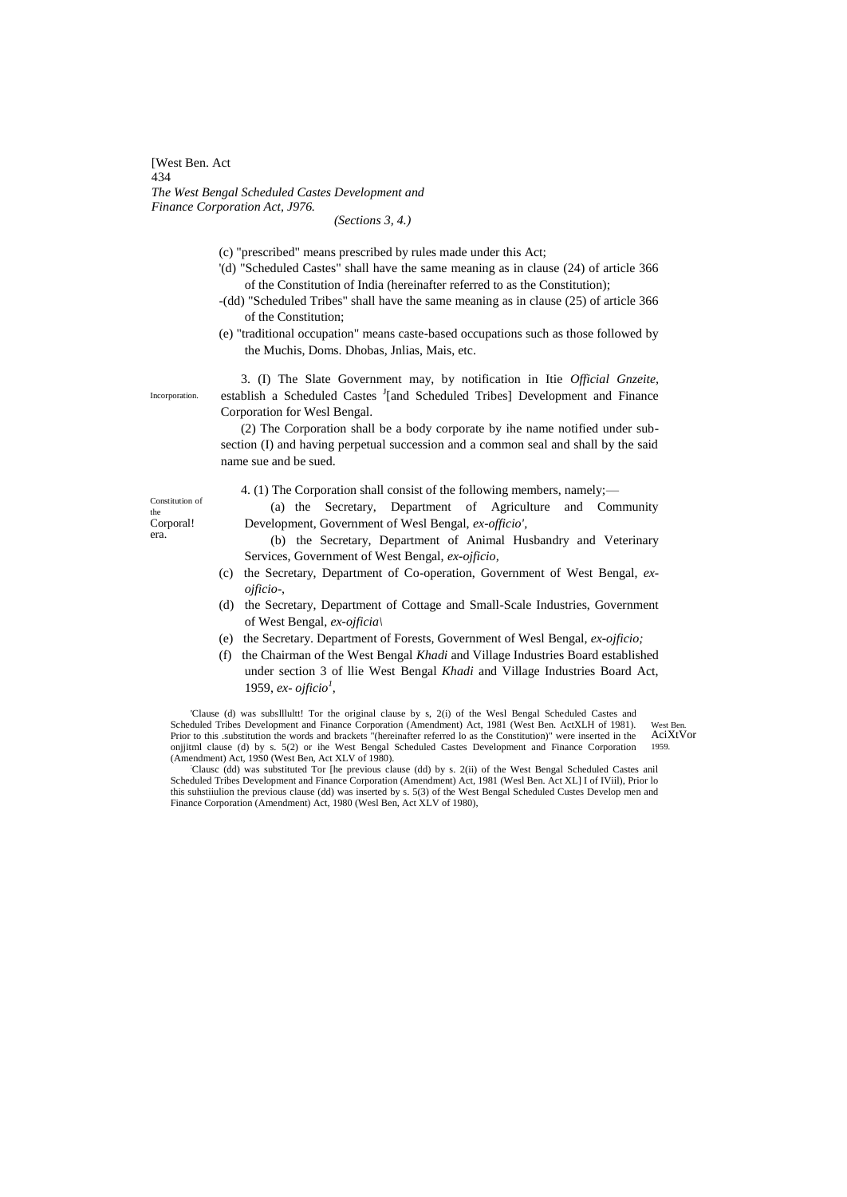(c) "prescribed" means prescribed by rules made under this Act;

'(d) "Scheduled Castes" shall have the same meaning as in clause (24) of article 366 of the Constitution of India (hereinafter referred to as the Constitution);

-(dd) "Scheduled Tribes" shall have the same meaning as in clause (25) of article 366 of the Constitution;

(e) "traditional occupation" means caste-based occupations such as those followed by the Muchis, Doms. Dhobas, Jnlias, Mais, etc.

Incorporation.

3. (I) The Slate Government may, by notification in Itie *Official Gnzeite,* establish a Scheduled Castes [J][and Scheduled Tribes] Development and Finance Corporation for Wesl Bengal.

(2) The Corporation shall be a body corporate by ihe name notified under sub-section (I) and having perpetual succession and a common seal and shall by the said name sue and be sued.

Constitution of the Corporal! era.

4. (1) The Corporation shall consist of the following members, namely;—

(a) the Secretary, Department of Agriculture and Community Development, Government of Wesl Bengal, *ex-officio',*

(b) the Secretary, Department of Animal Husbandry and Veterinary Services, Government of West Bengal, *ex-ojficio,*

(c) the Secretary, Department of Co-operation, Government of West Bengal, *ex-ojficio-,*

(d) the Secretary, Department of Cottage and Small-Scale Industries, Government of West Bengal, *ex-ojficia\*

(e) the Secretary. Department of Forests, Government of Wesl Bengal, *ex-ojficio;*

(f) the Chairman of the West Bengal *Khadi* and Village Industries Board established under section 3 of llie West Bengal *Khadi* and Village Industries Board Act, 1959, *ex- ojficio*[1],

West Ben. AciXtVor 1959.

'Clause (d) was subslllultt! Tor the original clause by s, 2(i) of the Wesl Bengal Scheduled Castes and Scheduled Tribes Development and Finance Corporation (Amendment) Act, 1981 (West Ben. ActXLH of 1981). Prior to this .substitution the words and brackets "(hereinafter referred lo as the Constitution)" were inserted in the onjjitml clause (d) by s. 5(2) or ihe West Bengal Scheduled Castes Development and Finance Corporation (Amendment) Act, 19S0 (West Ben, Act XLV of 1980).

Clausc (dd) was substituted Tor [he previous clause (dd) by s. 2(ii) of the West Bengal Scheduled Castes anil Scheduled Tribes Development and Finance Corporation (Amendment) Act, 1981 (Wesl Ben. Act XL] I of IViil), Prior lo this suhstiiulion the previous clause (dd) was inserted by s. 5(3) of the West Bengal Scheduled Custes Develop men and Finance Corporation (Amendment) Act, 1980 (Wesl Ben, Act XLV of 1980),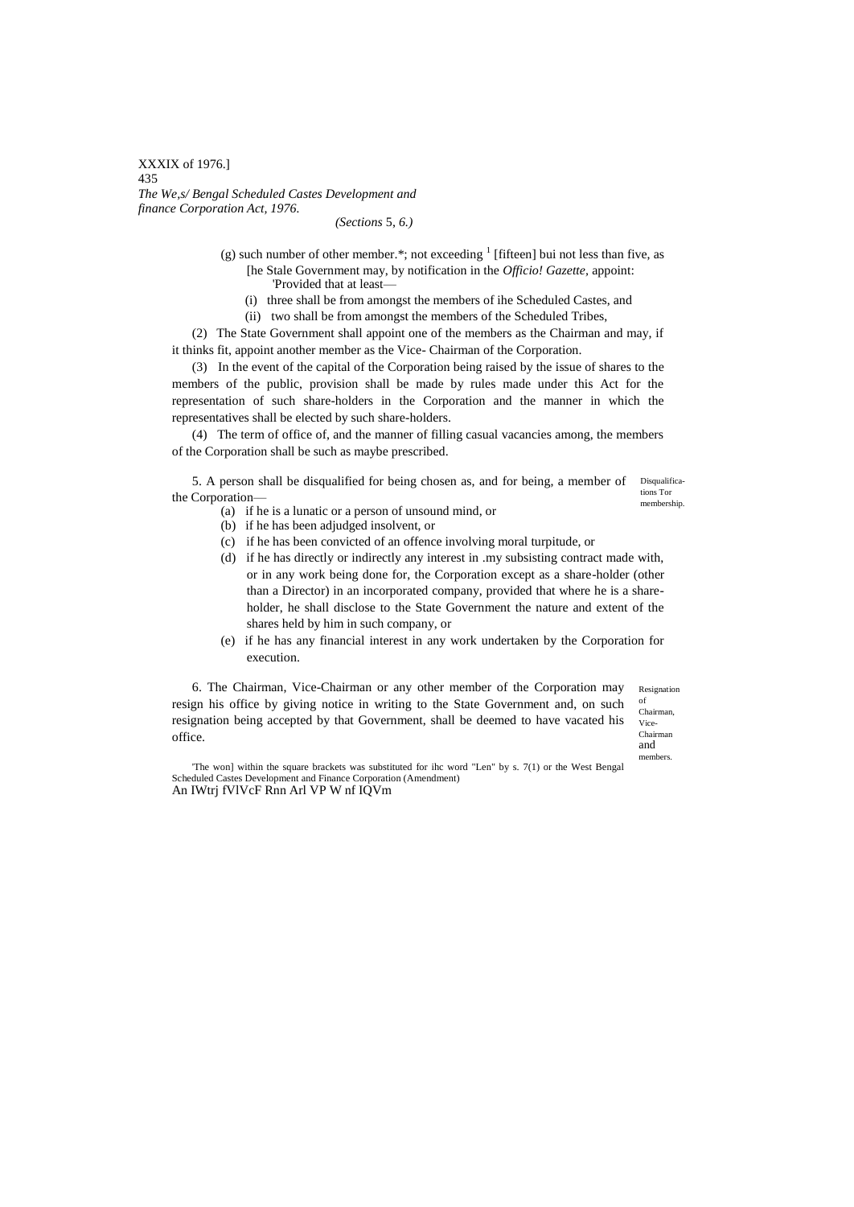(g) such number of other member.*; not exceeding [1] [fifteen] bui not less than five, as [he Stale Government may, by notification in the *Officio! Gazette*, appoint:

'Provided that at least—

(i) three shall be from amongst the members of ihe Scheduled Castes, and

(ii) two shall be from amongst the members of the Scheduled Tribes,

(2) The State Government shall appoint one of the members as the Chairman and may, if it thinks fit, appoint another member as the Vice- Chairman of the Corporation.

(3) In the event of the capital of the Corporation being raised by the issue of shares to the members of the public, provision shall be made by rules made under this Act for the representation of such share-holders in the Corporation and the manner in which the representatives shall be elected by such share-holders.

(4) The term of office of, and the manner of filling casual vacancies among, the members of the Corporation shall be such as maybe prescribed.

Disqualifications Tor membership.

5. A person shall be disqualified for being chosen as, and for being, a member of the Corporation—

(a) if he is a lunatic or a person of unsound mind, or

(b) if he has been adjudged insolvent, or

(c) if he has been convicted of an offence involving moral turpitude, or

(d) if he has directly or indirectly any interest in .my subsisting contract made with, or in any work being done for, the Corporation except as a share-holder (other than a Director) in an incorporated company, provided that where he is a share-holder, he shall disclose to the State Government the nature and extent of the shares held by him in such company, or

(e) if he has any financial interest in any work undertaken by the Corporation for execution.

Resignation of Chairman, Vice-Chairman and members.

6. The Chairman, Vice-Chairman or any other member of the Corporation may resign his office by giving notice in writing to the State Government and, on such resignation being accepted by that Government, shall be deemed to have vacated his office.

'The won] within the square brackets was substituted for ihc word "Len" by s. 7(1) or the West Bengal Scheduled Castes Development and Finance Corporation (Amendment) An IWtrj fVlVcF Rnn Arl VP W nf IQVm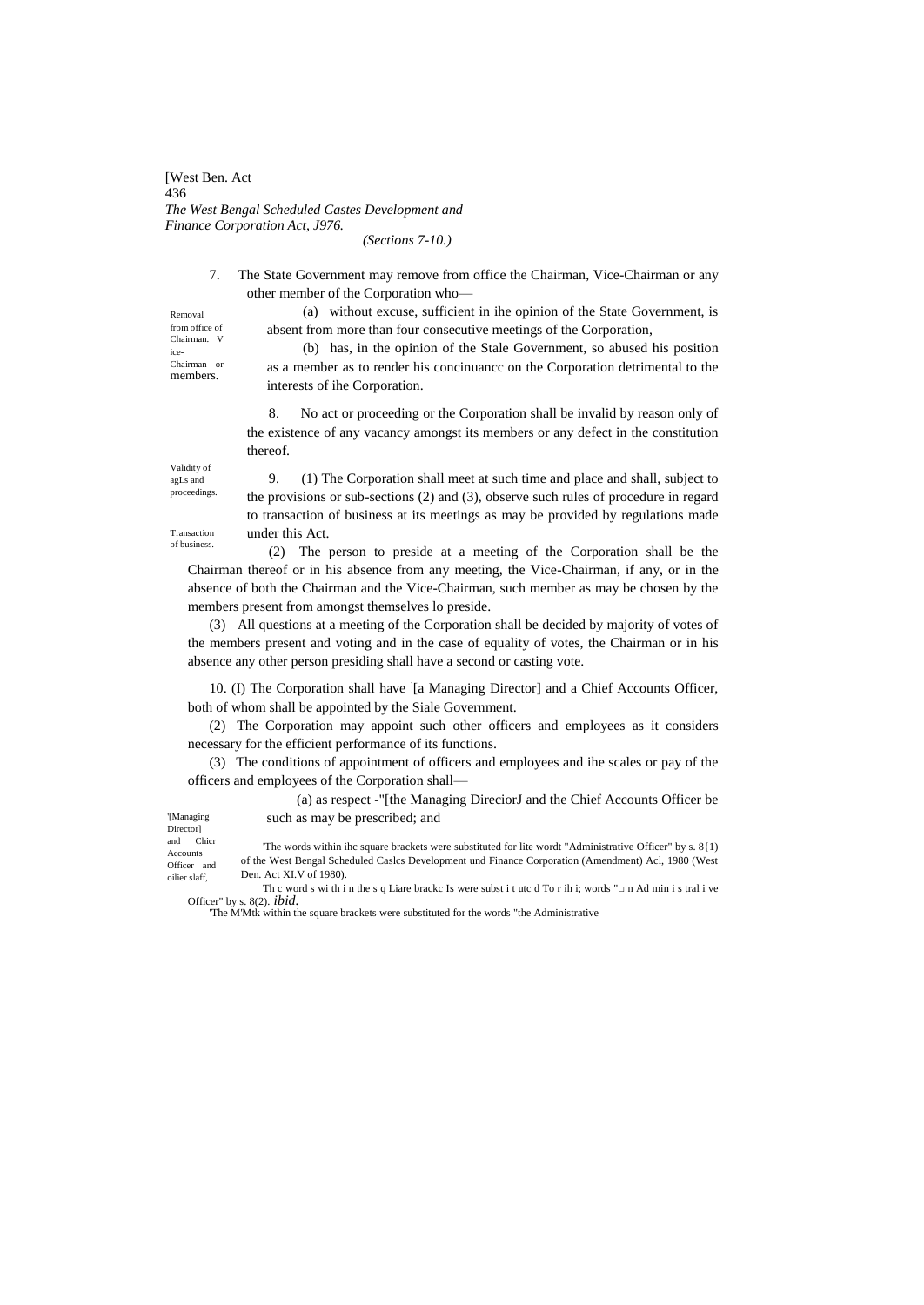7. The State Government may remove from office the Chairman, Vice-Chairman or any other member of the Corporation who—

Removal from office of Chairman. Vice-Chairman or members.

(a) without excuse, sufficient in ihe opinion of the State Government, is absent from more than four consecutive meetings of the Corporation,

(b) has, in the opinion of the Stale Government, so abused his position as a member as to render his concinuancc on the Corporation detrimental to the interests of ihe Corporation.

Validity of agLs and proceedings.

8. No act or proceeding or the Corporation shall be invalid by reason only of the existence of any vacancy amongst its members or any defect in the constitution thereof.

Transaction of business.

9. (1) The Corporation shall meet at such time and place and shall, subject to the provisions or sub-sections (2) and (3), observe such rules of procedure in regard to transaction of business at its meetings as may be provided by regulations made under this Act.

(2) The person to preside at a meeting of the Corporation shall be the Chairman thereof or in his absence from any meeting, the Vice-Chairman, if any, or in the absence of both the Chairman and the Vice-Chairman, such member as may be chosen by the members present from amongst themselves lo preside.

(3) All questions at a meeting of the Corporation shall be decided by majority of votes of the members present and voting and in the case of equality of votes, the Chairman or in his absence any other person presiding shall have a second or casting vote.

'[Managing Director] and Chicr Accounts Officer and oilier slaff,

10. (I) The Corporation shall have [1][a Managing Director] and a Chief Accounts Officer, both of whom shall be appointed by the Siale Government.

(2) The Corporation may appoint such other officers and employees as it considers necessary for the efficient performance of its functions.

(3) The conditions of appointment of officers and employees and ihe scales or pay of the officers and employees of the Corporation shall—

(a) as respect -"[the Managing DireciorJ and the Chief Accounts Officer be such as may be prescribed; and

'The words within ihc square brackets were substituted for lite wordt "Administrative Officer" by s. 8{1) of the West Bengal Scheduled Caslcs Development und Finance Corporation (Amendment) Acl, 1980 (West Den. Act XI.V of 1980).

Th c word s wi th i n the s q Liare brackc Is were subst i t utc d To r ih i; words "□ n Ad min i s tral i ve Officer" by s. 8(2). *ibid.*

'The M'Mtk within the square brackets were substituted for the words "the Administrative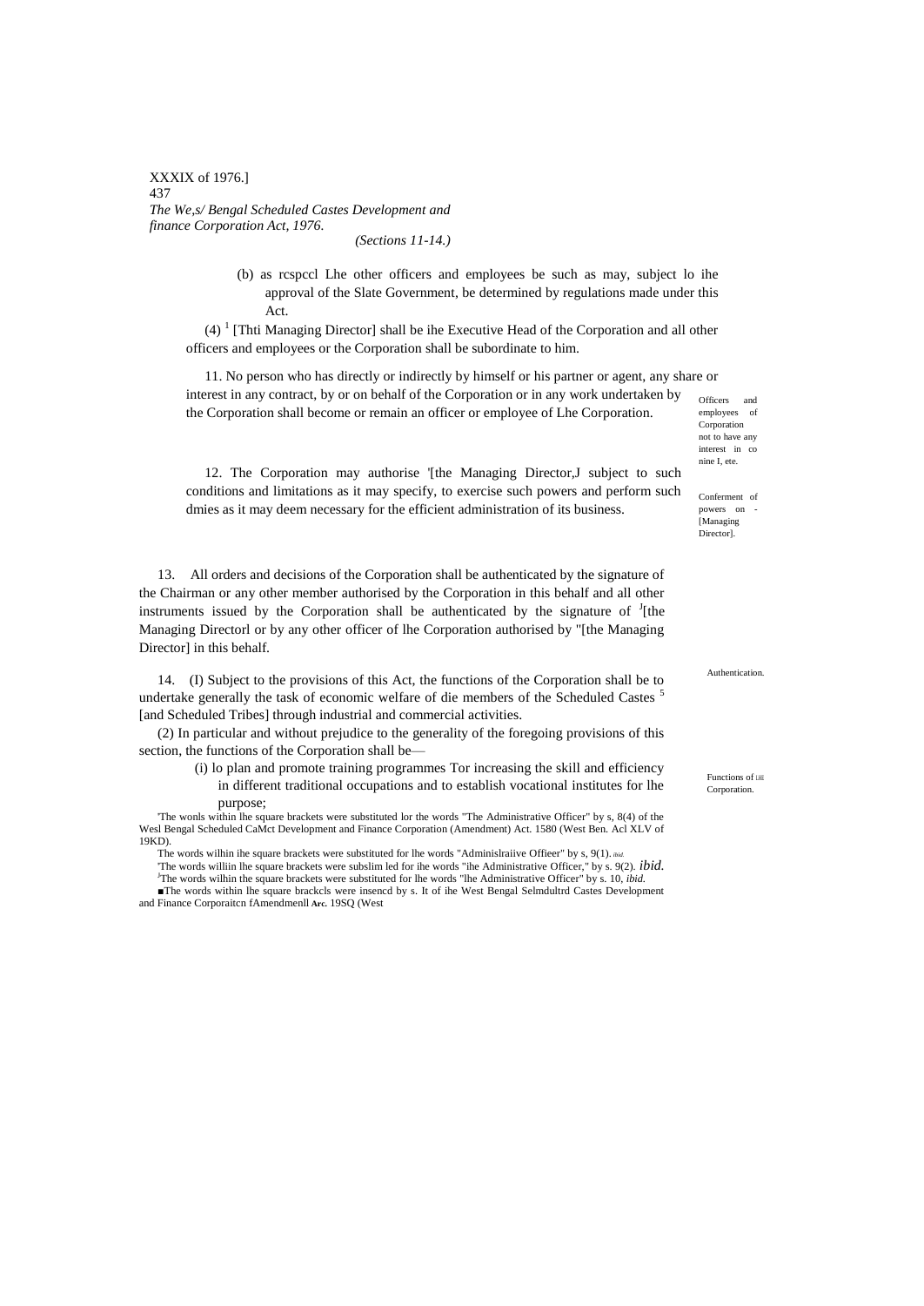(b) as rcspccl Lhe other officers and employees be such as may, subject lo ihe approval of the Slate Government, be determined by regulations made under this Act.

(4) [1] [Thti Managing Director] shall be ihe Executive Head of the Corporation and all other officers and employees or the Corporation shall be subordinate to him.

Officers and employees of Corporation not to have any interest in co nine I, ete.

11. No person who has directly or indirectly by himself or his partner or agent, any share or interest in any contract, by or on behalf of the Corporation or in any work undertaken by the Corporation shall become or remain an officer or employee of Lhe Corporation.

Conferment of powers on - [Managing Director].

12. The Corporation may authorise '[the Managing Director,J subject to such conditions and limitations as it may specify, to exercise such powers and perform such dmies as it may deem necessary for the efficient administration of its business.

Authentication.

13. All orders and decisions of the Corporation shall be authenticated by the signature of the Chairman or any other member authorised by the Corporation in this behalf and all other instruments issued by the Corporation shall be authenticated by the signature of [J][the Managing Directorl or by any other officer of lhe Corporation authorised by "[the Managing Director] in this behalf.

Functions of ihe Corporation.

14. (I) Subject to the provisions of this Act, the functions of the Corporation shall be to undertake generally the task of economic welfare of die members of the Scheduled Castes [5] [and Scheduled Tribes] through industrial and commercial activities.

(2) In particular and without prejudice to the generality of the foregoing provisions of this section, the functions of the Corporation shall be—

(i) lo plan and promote training programmes Tor increasing the skill and efficiency in different traditional occupations and to establish vocational institutes for lhe purpose;

'The wonls within lhe square brackets were substituted lor the words "The Administrative Officer" by s, 8(4) of the Wesl Bengal Scheduled CaMct Development and Finance Corporation (Amendment) Act. 1580 (West Ben. Acl XLV of 19KD).

The words wilhin ihe square brackets were substituted for lhe words "Adminislraiive Offieer" by s, 9(1). *ibid.*

'The words williin lhe square brackets were subslim led for ihe words "ihe Administrative Officer," by s. 9(2). *ibid.*

[J]The words wilhin the square brackets were substituted for lhe words "lhe Administrative Officer" by s. 10, *ibid.*

■The words within lhe square brackcls were insencd by s. It of ihe West Bengal Selmdultrd Castes Development and Finance Corporaitcn fAmendmenll **Arc.** 19SQ (West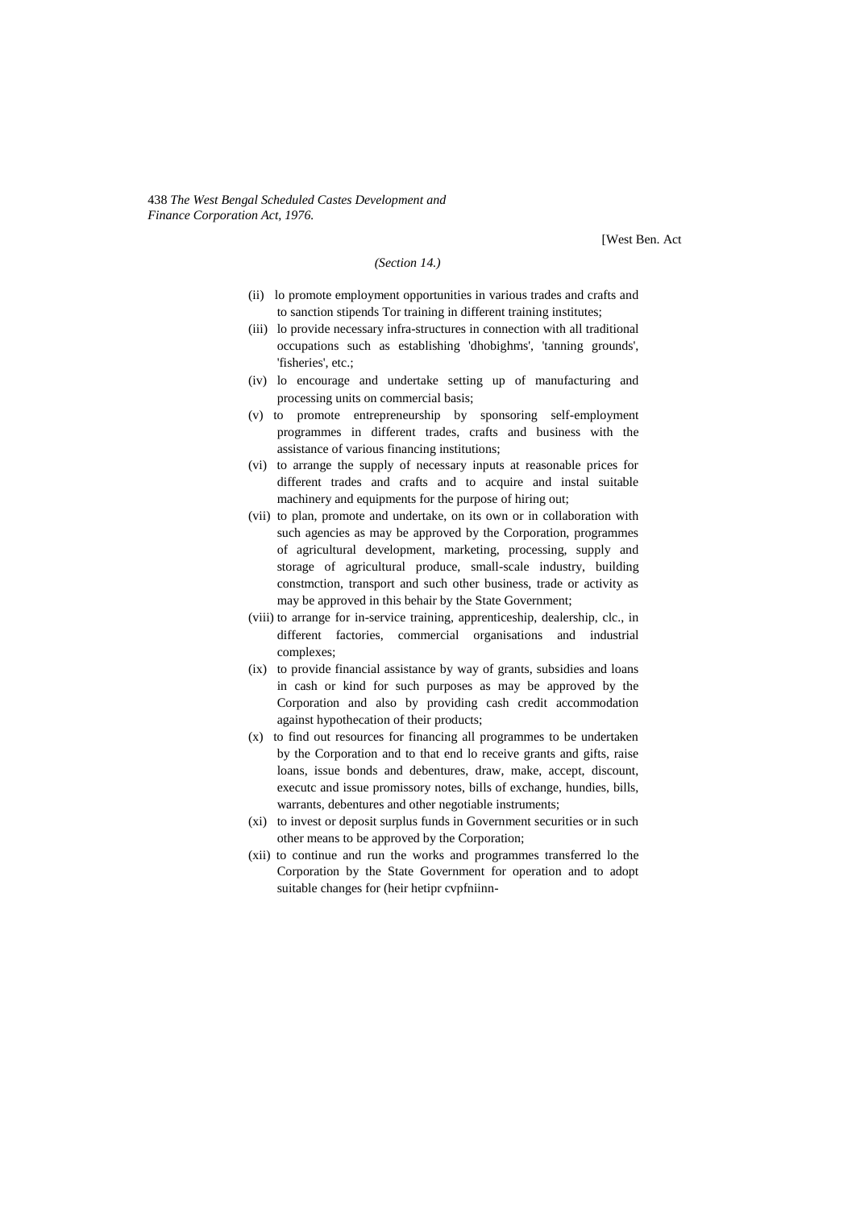*(Section 14.)*

(ii) lo promote employment opportunities in various trades and crafts and to sanction stipends Tor training in different training institutes;

(iii) lo provide necessary infra-structures in connection with all traditional occupations such as establishing 'dhobighms', 'tanning grounds', 'fisheries', etc.;

(iv) lo encourage and undertake setting up of manufacturing and processing units on commercial basis;

(v) to promote entrepreneurship by sponsoring self-employment programmes in different trades, crafts and business with the assistance of various financing institutions;

(vi) to arrange the supply of necessary inputs at reasonable prices for different trades and crafts and to acquire and instal suitable machinery and equipments for the purpose of hiring out;

(vii) to plan, promote and undertake, on its own or in collaboration with such agencies as may be approved by the Corporation, programmes of agricultural development, marketing, processing, supply and storage of agricultural produce, small-scale industry, building constmction, transport and such other business, trade or activity as may be approved in this behair by the State Government;

(viii) to arrange for in-service training, apprenticeship, dealership, clc., in different factories, commercial organisations and industrial complexes;

(ix) to provide financial assistance by way of grants, subsidies and loans in cash or kind for such purposes as may be approved by the Corporation and also by providing cash credit accommodation against hypothecation of their products;

(x) to find out resources for financing all programmes to be undertaken by the Corporation and to that end lo receive grants and gifts, raise loans, issue bonds and debentures, draw, make, accept, discount, executc and issue promissory notes, bills of exchange, hundies, bills, warrants, debentures and other negotiable instruments;

(xi) to invest or deposit surplus funds in Government securities or in such other means to be approved by the Corporation;

(xii) to continue and run the works and programmes transferred lo the Corporation by the State Government for operation and to adopt suitable changes for (heir hetipr cvpfniinn-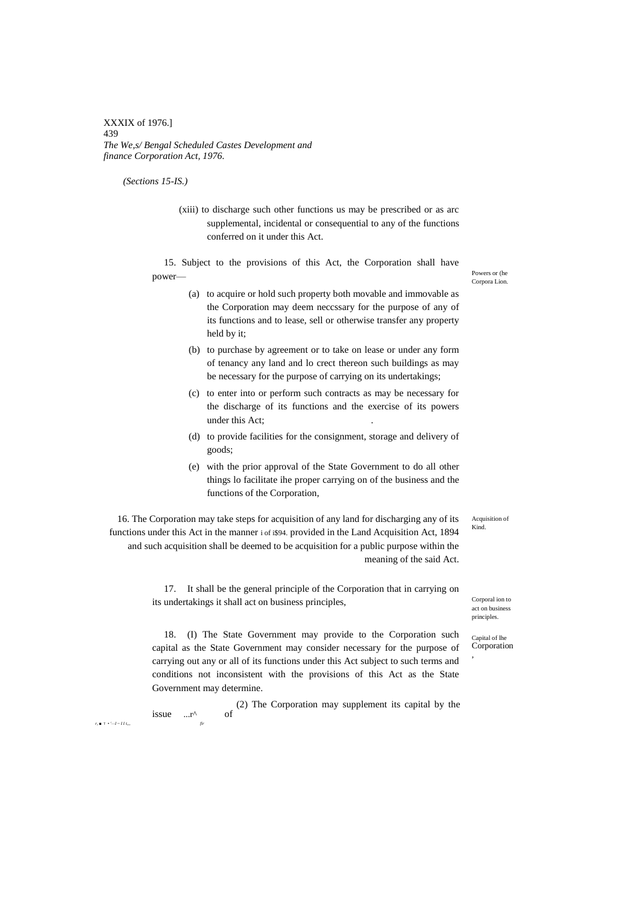*(Sections 15-IS.)*

(xiii) to discharge such other functions us may be prescribed or as arc supplemental, incidental or consequential to any of the functions conferred on it under this Act.

Powers or (he Corpora Lion.

15. Subject to the provisions of this Act, the Corporation shall have power—

(a) to acquire or hold such property both movable and immovable as the Corporation may deem neccssary for the purpose of any of its functions and to lease, sell or otherwise transfer any property held by it;

(b) to purchase by agreement or to take on lease or under any form of tenancy any land and lo crect thereon such buildings as may be necessary for the purpose of carrying on its undertakings;

(c) to enter into or perform such contracts as may be necessary for the discharge of its functions and the exercise of its powers under this Act;

(d) to provide facilities for the consignment, storage and delivery of goods;

(e) with the prior approval of the State Government to do all other things lo facilitate ihe proper carrying on of the business and the functions of the Corporation,

Acquisition of Kind.

16. The Corporation may take steps for acquisition of any land for discharging any of its functions under this Act in the manner i of i$94. provided in the Land Acquisition Act, 1894 and such acquisition shall be deemed to be acquisition for a public purpose within the meaning of the said Act.

Corporal ion to act on business principles.

17. It shall be the general principle of the Corporation that in carrying on its undertakings it shall act on business principles,

Capital of lhe Corporation,

18. (I) The State Government may provide to the Corporation such capital as the State Government may consider necessary for the purpose of carrying out any or all of its functions under this Act subject to such terms and conditions not inconsistent with the provisions of this Act as the State Government may determine.

(2) The Corporation may supplement its capital by the issue ...r^ of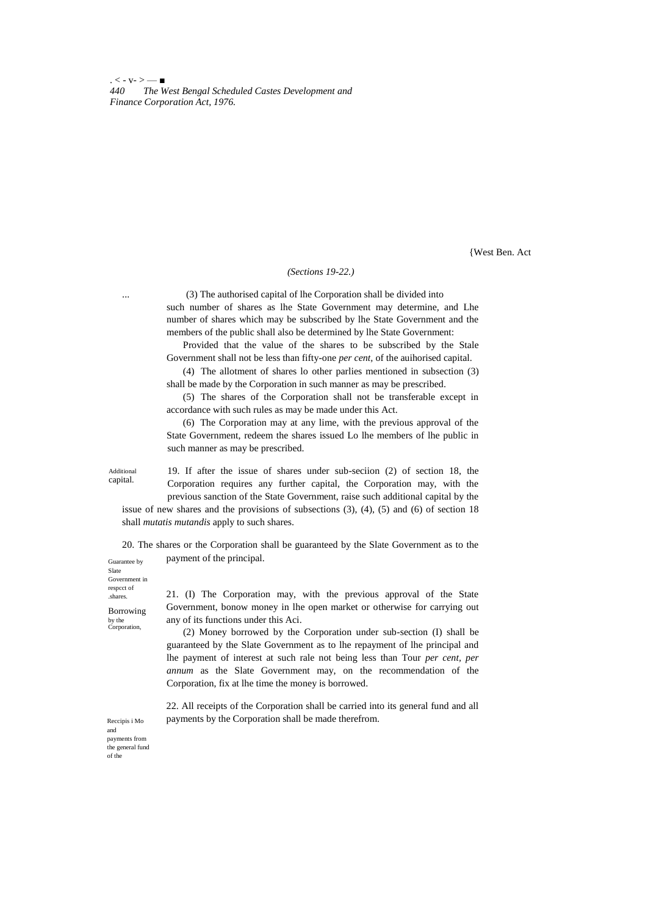(Sections 19-22.)

(3) The authorised capital of lhe Corporation shall be divided into such number of shares as lhe State Government may determine, and Lhe number of shares which may be subscribed by lhe State Government and the members of the public shall also be determined by lhe State Government:

Provided that the value of the shares to be subscribed by the Stale Government shall not be less than fifty-one *per cent,* of the auihorised capital.

(4) The allotment of shares lo other parlies mentioned in subsection (3) shall be made by the Corporation in such manner as may be prescribed.

(5) The shares of the Corporation shall not be transferable except in accordance with such rules as may be made under this Act.

(6) The Corporation may at any lime, with the previous approval of the State Government, redeem the shares issued Lo lhe members of lhe public in such manner as may be prescribed.

Additional capital.

19. If after the issue of shares under sub-seciion (2) of section 18, the Corporation requires any further capital, the Corporation may, with the previous sanction of the State Government, raise such additional capital by the issue of new shares and the provisions of subsections (3), (4), (5) and (6) of section 18 shall *mutatis mutandis* apply to such shares.

Guarantee by Slate Government in respcct of .shares.

20. The shares or the Corporation shall be guaranteed by the Slate Government as to the payment of the principal.

Borrowing by the Corporation,

21. (I) The Corporation may, with the previous approval of the State Government, bonow money in lhe open market or otherwise for carrying out any of its functions under this Aci.

(2) Money borrowed by the Corporation under sub-section (I) shall be guaranteed by the Slate Government as to lhe repayment of lhe principal and lhe payment of interest at such rale not being less than Tour *per cent, per annum* as the Slate Government may, on the recommendation of the Corporation, fix at lhe time the money is borrowed.

Reccipis i Mo and payments from the general fund of the

22. All receipts of the Corporation shall be carried into its general fund and all payments by the Corporation shall be made therefrom.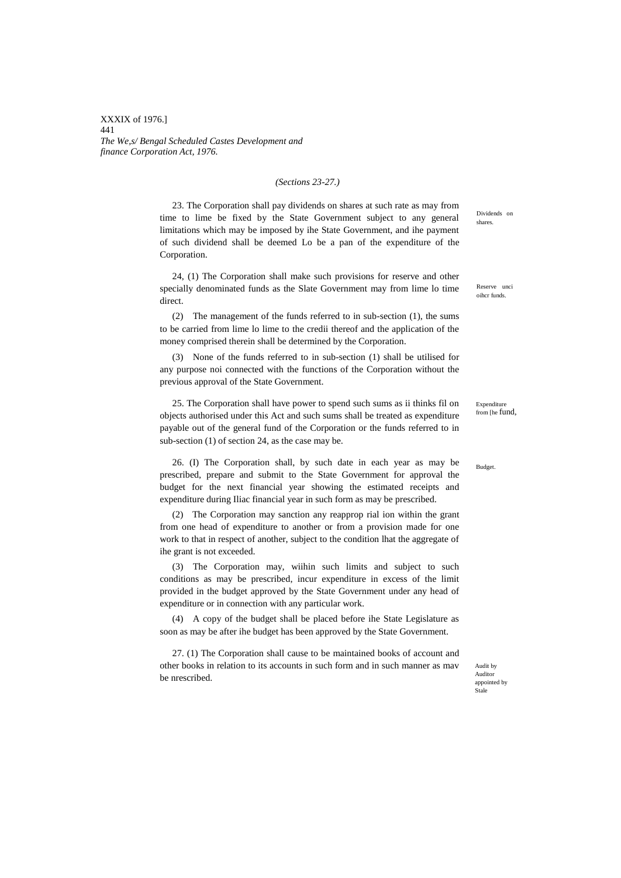*(Sections 23-27.)*

Dividends on shares.

23. The Corporation shall pay dividends on shares at such rate as may from time to lime be fixed by the State Government subject to any general limitations which may be imposed by ihe State Government, and ihe payment of such dividend shall be deemed Lo be a pan of the expenditure of the Corporation.

Reserve unci oihcr funds.

24, (1) The Corporation shall make such provisions for reserve and other specially denominated funds as the Slate Government may from lime lo time direct.

(2) The management of the funds referred to in sub-section (1), the sums to be carried from lime lo lime to the credii thereof and the application of the money comprised therein shall be determined by the Corporation.

(3) None of the funds referred to in sub-section (1) shall be utilised for any purpose noi connected with the functions of the Corporation without the previous approval of the State Government.

Expenditure from [he fund,

25. The Corporation shall have power to spend such sums as ii thinks fil on objects authorised under this Act and such sums shall be treated as expenditure payable out of the general fund of the Corporation or the funds referred to in sub-section (1) of section 24, as the case may be.

Budget.

26. (I) The Corporation shall, by such date in each year as may be prescribed, prepare and submit to the State Government for approval the budget for the next financial year showing the estimated receipts and expenditure during Iliac financial year in such form as may be prescribed.

(2) The Corporation may sanction any reapprop rial ion within the grant from one head of expenditure to another or from a provision made for one work to that in respect of another, subject to the condition lhat the aggregate of ihe grant is not exceeded.

(3) The Corporation may, wiihin such limits and subject to such conditions as may be prescribed, incur expenditure in excess of the limit provided in the budget approved by the State Government under any head of expenditure or in connection with any particular work.

(4) A copy of the budget shall be placed before ihe State Legislature as soon as may be after ihe budget has been approved by the State Government.

Audit by Auditor appointed by Stale

27. (1) The Corporation shall cause to be maintained books of account and other books in relation to its accounts in such form and in such manner as mav be nrescribed.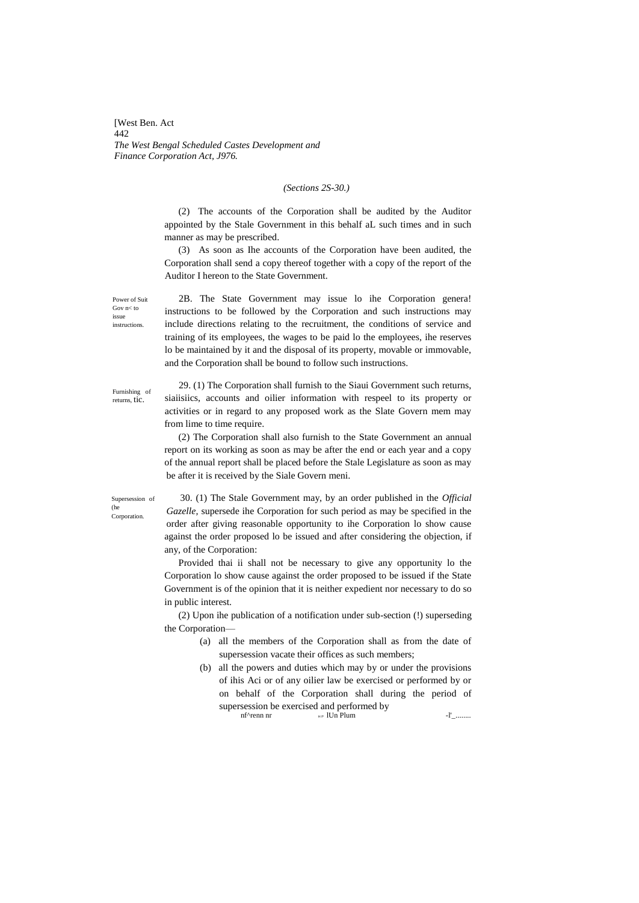*(Sections 2S-30.)*

(2) The accounts of the Corporation shall be audited by the Auditor appointed by the Stale Government in this behalf aL such times and in such manner as may be prescribed.

(3) As soon as Ihe accounts of the Corporation have been audited, the Corporation shall send a copy thereof together with a copy of the report of the Auditor I hereon to the State Government.

Power of Suit Gov n< to issue instructions.

2B. The State Government may issue lo ihe Corporation genera! instructions to be followed by the Corporation and such instructions may include directions relating to the recruitment, the conditions of service and training of its employees, the wages to be paid lo the employees, ihe reserves lo be maintained by it and the disposal of its property, movable or immovable, and the Corporation shall be bound to follow such instructions.

Furnishing of returns, tic.

29. (1) The Corporation shall furnish to the Siaui Government such returns, siaiisiics, accounts and oilier information with respeel to its property or activities or in regard to any proposed work as the Slate Govern mem may from lime to time require.

(2) The Corporation shall also furnish to the State Government an annual report on its working as soon as may be after the end or each year and a copy of the annual report shall be placed before the Stale Legislature as soon as may be after it is received by the Siale Govern meni.

Supersession of (he Corporation.

30. (1) The Stale Government may, by an order published in the *Official Gazelle,* supersede ihe Corporation for such period as may be specified in the order after giving reasonable opportunity to ihe Corporation lo show cause against the order proposed lo be issued and after considering the objection, if any, of the Corporation:

Provided thai ii shall not be necessary to give any opportunity lo the Corporation lo show cause against the order proposed to be issued if the State Government is of the opinion that it is neither expedient nor necessary to do so in public interest.

(2) Upon ihe publication of a notification under sub-section (!) superseding the Corporation—

(a) all the members of the Corporation shall as from the date of supersession vacate their offices as such members;

(b) all the powers and duties which may by or under the provisions of ihis Aci or of any oilier law be exercised or performed by or on behalf of the Corporation shall during the period of supersession be exercised and performed by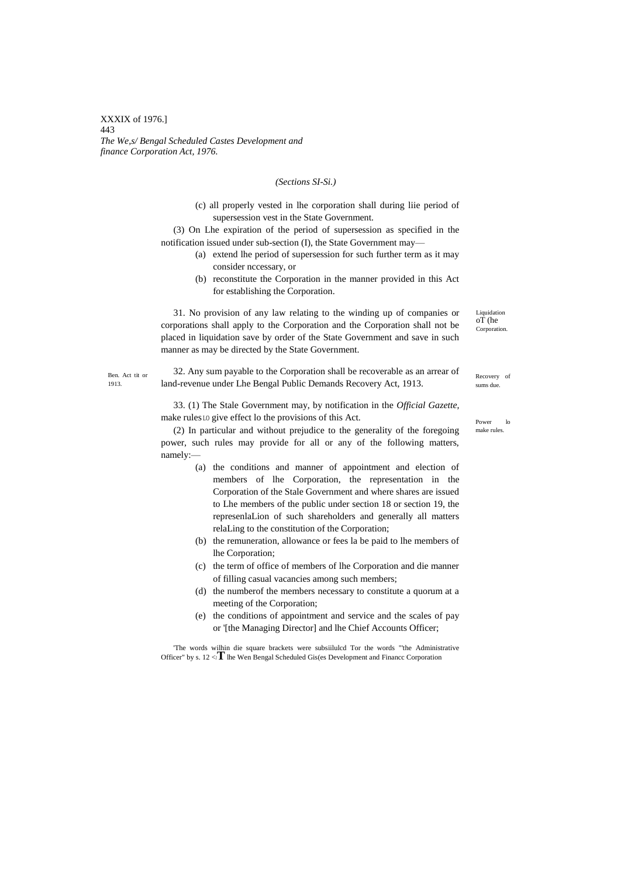*(Sections SI-Si.)*

(c) all properly vested in lhe corporation shall during liie period of supersession vest in the State Government.

(3) On Lhe expiration of the period of supersession as specified in the notification issued under sub-section (I), the State Government may—

(a) extend lhe period of supersession for such further term as it may consider nccessary, or

(b) reconstitute the Corporation in the manner provided in this Act for establishing the Corporation.

Liquidation oT (he Corporation.

31. No provision of any law relating to the winding up of companies or corporations shall apply to the Corporation and the Corporation shall not be placed in liquidation save by order of the State Government and save in such manner as may be directed by the State Government.

Ben. Act tit or 1913.

Recovery of sums due.

32. Any sum payable to the Corporation shall be recoverable as an arrear of land-revenue under Lhe Bengal Public Demands Recovery Act, 1913.

Power lo make rules.

33. (1) The Stale Government may, by notification in the *Official Gazette,* make rules lo give effect lo the provisions of this Act.

(2) In particular and without prejudice to the generality of the foregoing power, such rules may provide for all or any of the following matters, namely:—

(a) the conditions and manner of appointment and election of members of lhe Corporation, the representation in the Corporation of the Stale Government and where shares are issued to Lhe members of the public under section 18 or section 19, the represenlaLion of such shareholders and generally all matters relaLing to the constitution of the Corporation;

(b) the remuneration, allowance or fees la be paid to lhe members of lhe Corporation;

(c) the term of office of members of lhe Corporation and die manner of filling casual vacancies among such members;

(d) the numberof the members necessary to constitute a quorum at a meeting of the Corporation;

(e) the conditions of appointment and service and the scales of pay or '[the Managing Director] and lhe Chief Accounts Officer;

'The words wilhin die square brackets were subsiilulcd Tor the words "'the Administrative Officer" by s. 12 <l T lhe Wen Bengal Scheduled Gis(es Development and Financc Corporation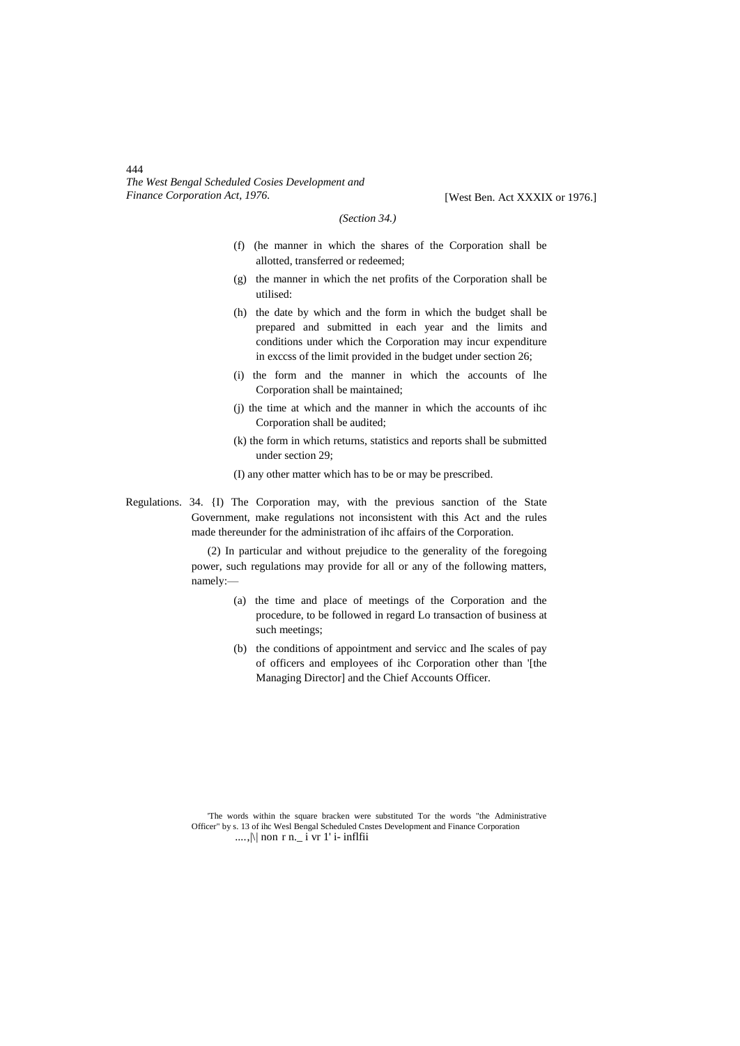*(Section 34.)*

(f) (he manner in which the shares of the Corporation shall be allotted, transferred or redeemed;

(g) the manner in which the net profits of the Corporation shall be utilised:

(h) the date by which and the form in which the budget shall be prepared and submitted in each year and the limits and conditions under which the Corporation may incur expenditure in exccss of the limit provided in the budget under section 26;

(i) the form and the manner in which the accounts of lhe Corporation shall be maintained;

(j) the time at which and the manner in which the accounts of ihc Corporation shall be audited;

(k) the form in which returns, statistics and reports shall be submitted under section 29;

(I) any other matter which has to be or may be prescribed.

Regulations. 34. {I) The Corporation may, with the previous sanction of the State Government, make regulations not inconsistent with this Act and the rules made thereunder for the administration of ihc affairs of the Corporation.

(2) In particular and without prejudice to the generality of the foregoing power, such regulations may provide for all or any of the following matters, namely:—

(a) the time and place of meetings of the Corporation and the procedure, to be followed in regard Lo transaction of business at such meetings;

(b) the conditions of appointment and servicc and Ihe scales of pay of officers and employees of ihc Corporation other than '[the Managing Director] and the Chief Accounts Officer.

'The words within the square bracken were substituted Tor the words "the Administrative Officer" by s. 13 of ihc Wesl Bengal Scheduled Cnstes Development and Finance Corporation ....,|\| non r n._ i vr 1' i- inflfii